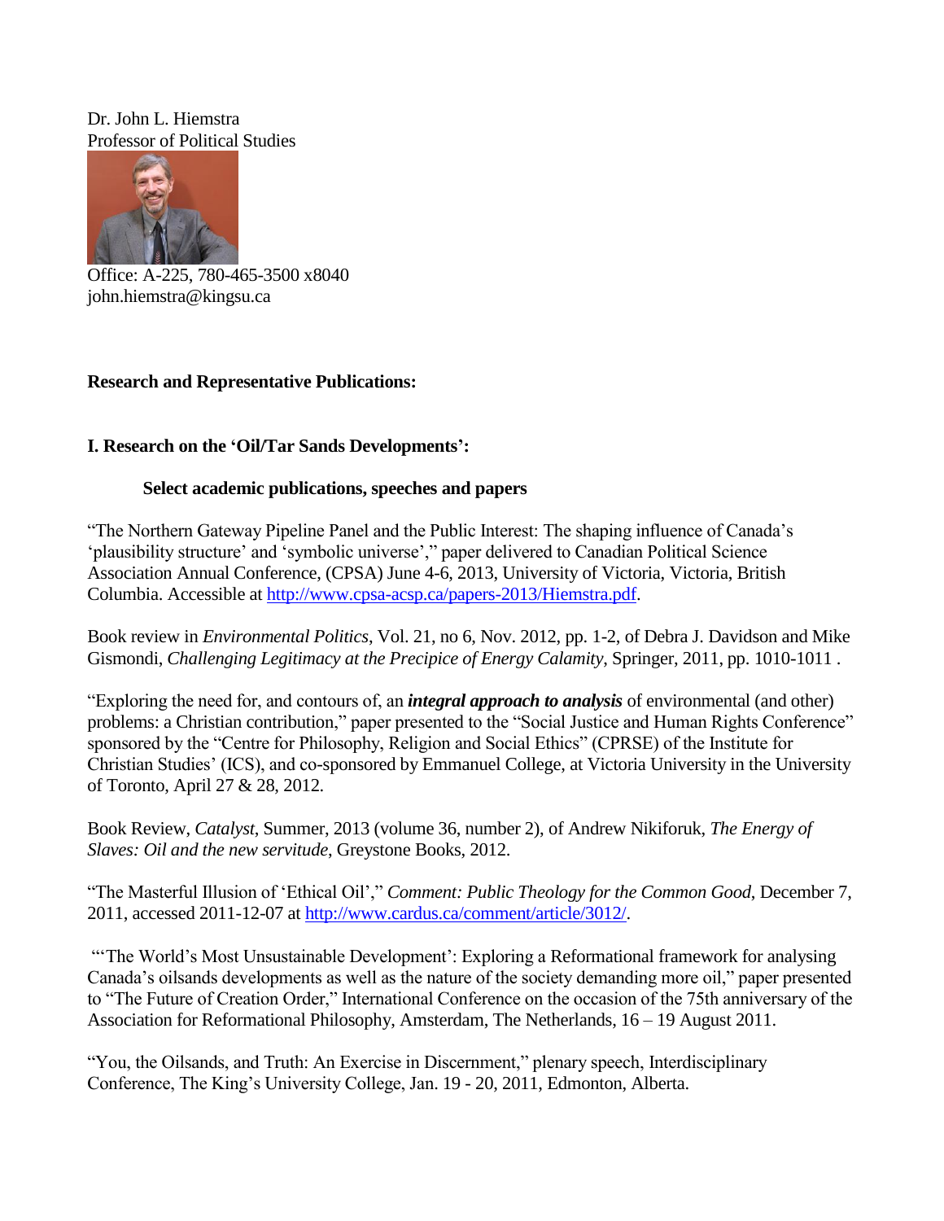Dr. John L. Hiemstra
Professor of Political Studies

Office: A-225, 780-465-3500 x8040
john.hiemstra@kingsu.ca

**Research and Representative Publications:**

## I. Research on the 'Oil/Tar Sands Developments':

### Select academic publications, speeches and papers

"The Northern Gateway Pipeline Panel and the Public Interest: The shaping influence of Canada's 'plausibility structure' and 'symbolic universe'," paper delivered to Canadian Political Science Association Annual Conference, (CPSA) June 4-6, 2013, University of Victoria, Victoria, British Columbia. Accessible at http://www.cpsa-acsp.ca/papers-2013/Hiemstra.pdf.

Book review in *Environmental Politics*, Vol. 21, no 6, Nov. 2012, pp. 1-2, of Debra J. Davidson and Mike Gismondi, *Challenging Legitimacy at the Precipice of Energy Calamity*, Springer, 2011, pp. 1010-1011 .

"Exploring the need for, and contours of, an ***integral approach to analysis*** of environmental (and other) problems: a Christian contribution," paper presented to the "Social Justice and Human Rights Conference" sponsored by the "Centre for Philosophy, Religion and Social Ethics" (CPRSE) of the Institute for Christian Studies' (ICS), and co-sponsored by Emmanuel College, at Victoria University in the University of Toronto, April 27 & 28, 2012.

Book Review, *Catalyst*, Summer, 2013 (volume 36, number 2), of Andrew Nikiforuk, *The Energy of Slaves: Oil and the new servitude*, Greystone Books, 2012.

"The Masterful Illusion of 'Ethical Oil'," *Comment: Public Theology for the Common Good*, December 7, 2011, accessed 2011-12-07 at http://www.cardus.ca/comment/article/3012/.

"'The World's Most Unsustainable Development': Exploring a Reformational framework for analysing Canada's oilsands developments as well as the nature of the society demanding more oil," paper presented to "The Future of Creation Order," International Conference on the occasion of the 75th anniversary of the Association for Reformational Philosophy, Amsterdam, The Netherlands, 16 – 19 August 2011.

"You, the Oilsands, and Truth: An Exercise in Discernment," plenary speech, Interdisciplinary Conference, The King's University College, Jan. 19 - 20, 2011, Edmonton, Alberta.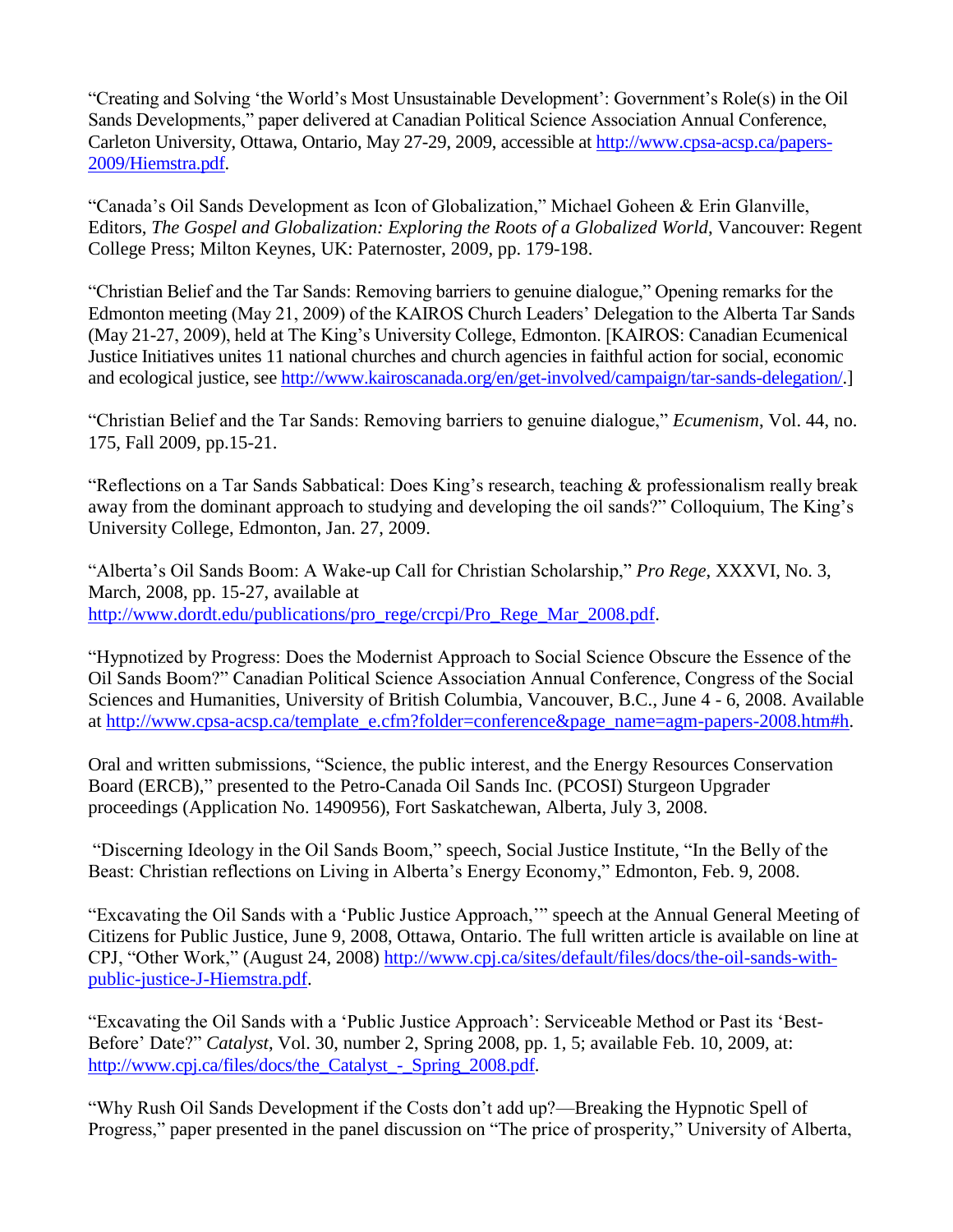"Creating and Solving 'the World's Most Unsustainable Development': Government's Role(s) in the Oil Sands Developments," paper delivered at Canadian Political Science Association Annual Conference, Carleton University, Ottawa, Ontario, May 27-29, 2009, accessible at http://www.cpsa-acsp.ca/papers-2009/Hiemstra.pdf.

"Canada's Oil Sands Development as Icon of Globalization," Michael Goheen & Erin Glanville, Editors, *The Gospel and Globalization: Exploring the Roots of a Globalized World*, Vancouver: Regent College Press; Milton Keynes, UK: Paternoster, 2009, pp. 179-198.

"Christian Belief and the Tar Sands: Removing barriers to genuine dialogue," Opening remarks for the Edmonton meeting (May 21, 2009) of the KAIROS Church Leaders' Delegation to the Alberta Tar Sands (May 21-27, 2009), held at The King's University College, Edmonton. [KAIROS: Canadian Ecumenical Justice Initiatives unites 11 national churches and church agencies in faithful action for social, economic and ecological justice, see http://www.kairoscanada.org/en/get-involved/campaign/tar-sands-delegation/.]

"Christian Belief and the Tar Sands: Removing barriers to genuine dialogue," *Ecumenism*, Vol. 44, no. 175, Fall 2009, pp.15-21.

"Reflections on a Tar Sands Sabbatical: Does King's research, teaching & professionalism really break away from the dominant approach to studying and developing the oil sands?" Colloquium, The King's University College, Edmonton, Jan. 27, 2009.

"Alberta's Oil Sands Boom: A Wake-up Call for Christian Scholarship," *Pro Rege*, XXXVI, No. 3, March, 2008, pp. 15-27, available at http://www.dordt.edu/publications/pro_rege/crcpi/Pro_Rege_Mar_2008.pdf.

"Hypnotized by Progress: Does the Modernist Approach to Social Science Obscure the Essence of the Oil Sands Boom?" Canadian Political Science Association Annual Conference, Congress of the Social Sciences and Humanities, University of British Columbia, Vancouver, B.C., June 4 - 6, 2008. Available at http://www.cpsa-acsp.ca/template_e.cfm?folder=conference&page_name=agm-papers-2008.htm#h.

Oral and written submissions, "Science, the public interest, and the Energy Resources Conservation Board (ERCB)," presented to the Petro-Canada Oil Sands Inc. (PCOSI) Sturgeon Upgrader proceedings (Application No. 1490956), Fort Saskatchewan, Alberta, July 3, 2008.

"Discerning Ideology in the Oil Sands Boom," speech, Social Justice Institute, "In the Belly of the Beast: Christian reflections on Living in Alberta's Energy Economy," Edmonton, Feb. 9, 2008.

"Excavating the Oil Sands with a 'Public Justice Approach,'" speech at the Annual General Meeting of Citizens for Public Justice, June 9, 2008, Ottawa, Ontario. The full written article is available on line at CPJ, "Other Work," (August 24, 2008) http://www.cpj.ca/sites/default/files/docs/the-oil-sands-with-public-justice-J-Hiemstra.pdf.

"Excavating the Oil Sands with a 'Public Justice Approach': Serviceable Method or Past its 'Best-Before' Date?" *Catalyst*, Vol. 30, number 2, Spring 2008, pp. 1, 5; available Feb. 10, 2009, at: http://www.cpj.ca/files/docs/the_Catalyst_-_Spring_2008.pdf.

"Why Rush Oil Sands Development if the Costs don't add up?—Breaking the Hypnotic Spell of Progress," paper presented in the panel discussion on "The price of prosperity," University of Alberta,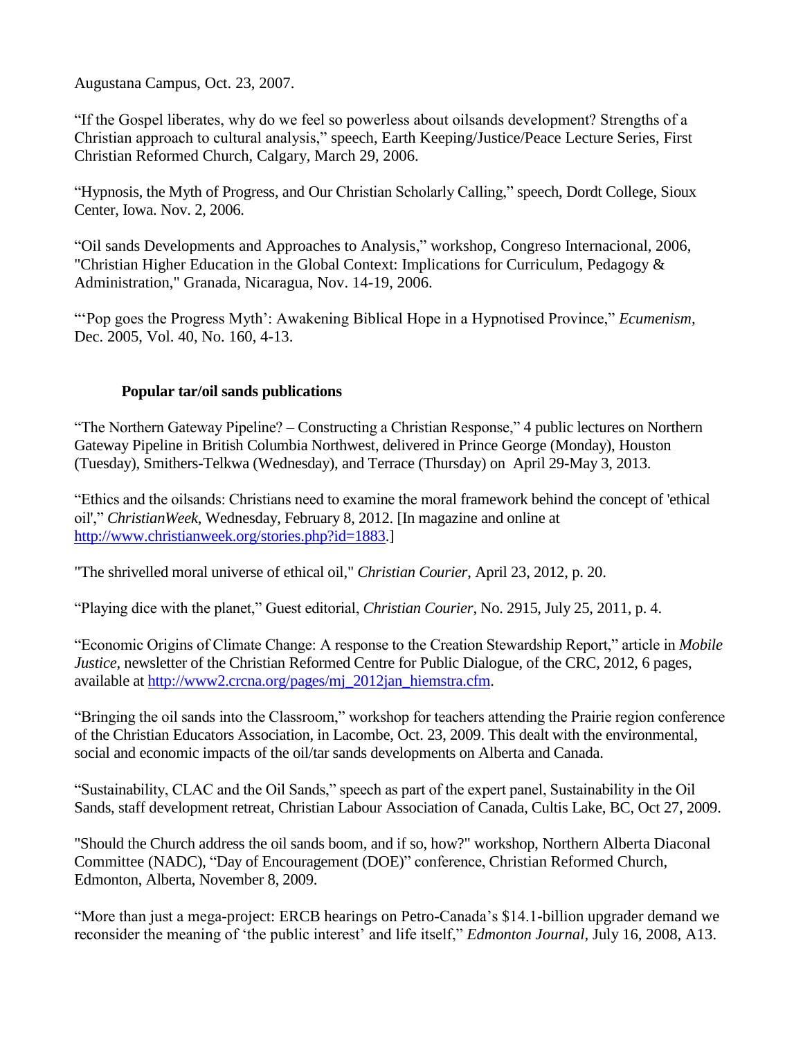Augustana Campus, Oct. 23, 2007.

"If the Gospel liberates, why do we feel so powerless about oilsands development? Strengths of a Christian approach to cultural analysis," speech, Earth Keeping/Justice/Peace Lecture Series, First Christian Reformed Church, Calgary, March 29, 2006.

"Hypnosis, the Myth of Progress, and Our Christian Scholarly Calling," speech, Dordt College, Sioux Center, Iowa. Nov. 2, 2006.

"Oil sands Developments and Approaches to Analysis," workshop, Congreso Internacional, 2006, "Christian Higher Education in the Global Context: Implications for Curriculum, Pedagogy & Administration," Granada, Nicaragua, Nov. 14-19, 2006.

"'Pop goes the Progress Myth': Awakening Biblical Hope in a Hypnotised Province," *Ecumenism,* Dec. 2005, Vol. 40, No. 160, 4-13.

**Popular tar/oil sands publications**

"The Northern Gateway Pipeline? – Constructing a Christian Response," 4 public lectures on Northern Gateway Pipeline in British Columbia Northwest, delivered in Prince George (Monday), Houston (Tuesday), Smithers-Telkwa (Wednesday), and Terrace (Thursday) on April 29-May 3, 2013.

"Ethics and the oilsands: Christians need to examine the moral framework behind the concept of 'ethical oil'," *ChristianWeek*, Wednesday, February 8, 2012. [In magazine and online at http://www.christianweek.org/stories.php?id=1883.]

"The shrivelled moral universe of ethical oil," *Christian Courier*, April 23, 2012, p. 20.

"Playing dice with the planet," Guest editorial, *Christian Courier*, No. 2915, July 25, 2011, p. 4.

"Economic Origins of Climate Change: A response to the Creation Stewardship Report," article in *Mobile Justice*, newsletter of the Christian Reformed Centre for Public Dialogue, of the CRC, 2012, 6 pages, available at http://www2.crcna.org/pages/mj_2012jan_hiemstra.cfm.

"Bringing the oil sands into the Classroom," workshop for teachers attending the Prairie region conference of the Christian Educators Association, in Lacombe, Oct. 23, 2009. This dealt with the environmental, social and economic impacts of the oil/tar sands developments on Alberta and Canada.

"Sustainability, CLAC and the Oil Sands," speech as part of the expert panel, Sustainability in the Oil Sands, staff development retreat, Christian Labour Association of Canada, Cultis Lake, BC, Oct 27, 2009.

"Should the Church address the oil sands boom, and if so, how?" workshop, Northern Alberta Diaconal Committee (NADC), "Day of Encouragement (DOE)" conference, Christian Reformed Church, Edmonton, Alberta, November 8, 2009.

"More than just a mega-project: ERCB hearings on Petro-Canada's $14.1-billion upgrader demand we reconsider the meaning of 'the public interest' and life itself," *Edmonton Journal*, July 16, 2008, A13.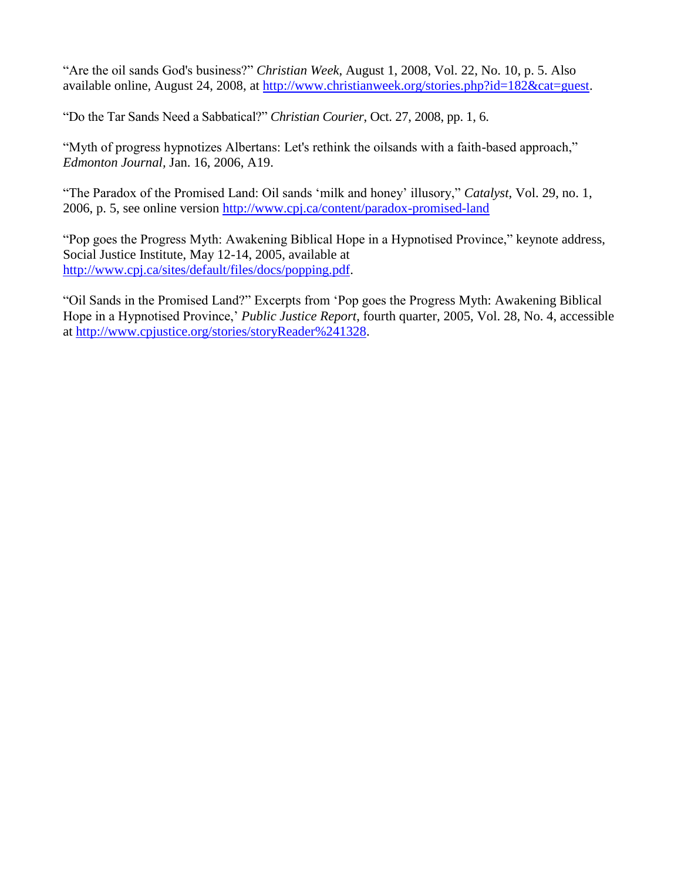“Are the oil sands God's business?” *Christian Week*, August 1, 2008, Vol. 22, No. 10, p. 5. Also available online, August 24, 2008, at http://www.christianweek.org/stories.php?id=182&cat=guest.

“Do the Tar Sands Need a Sabbatical?” *Christian Courier*, Oct. 27, 2008, pp. 1, 6.

“Myth of progress hypnotizes Albertans: Let's rethink the oilsands with a faith-based approach,” *Edmonton Journal*, Jan. 16, 2006, A19.

“The Paradox of the Promised Land: Oil sands ‘milk and honey’ illusory,” *Catalyst*, Vol. 29, no. 1, 2006, p. 5, see online version http://www.cpj.ca/content/paradox-promised-land

“Pop goes the Progress Myth: Awakening Biblical Hope in a Hypnotised Province,” keynote address, Social Justice Institute, May 12-14, 2005, available at http://www.cpj.ca/sites/default/files/docs/popping.pdf.

“Oil Sands in the Promised Land?” Excerpts from ‘Pop goes the Progress Myth: Awakening Biblical Hope in a Hypnotised Province,’ *Public Justice Report*, fourth quarter, 2005, Vol. 28, No. 4, accessible at http://www.cpjustice.org/stories/storyReader%241328.